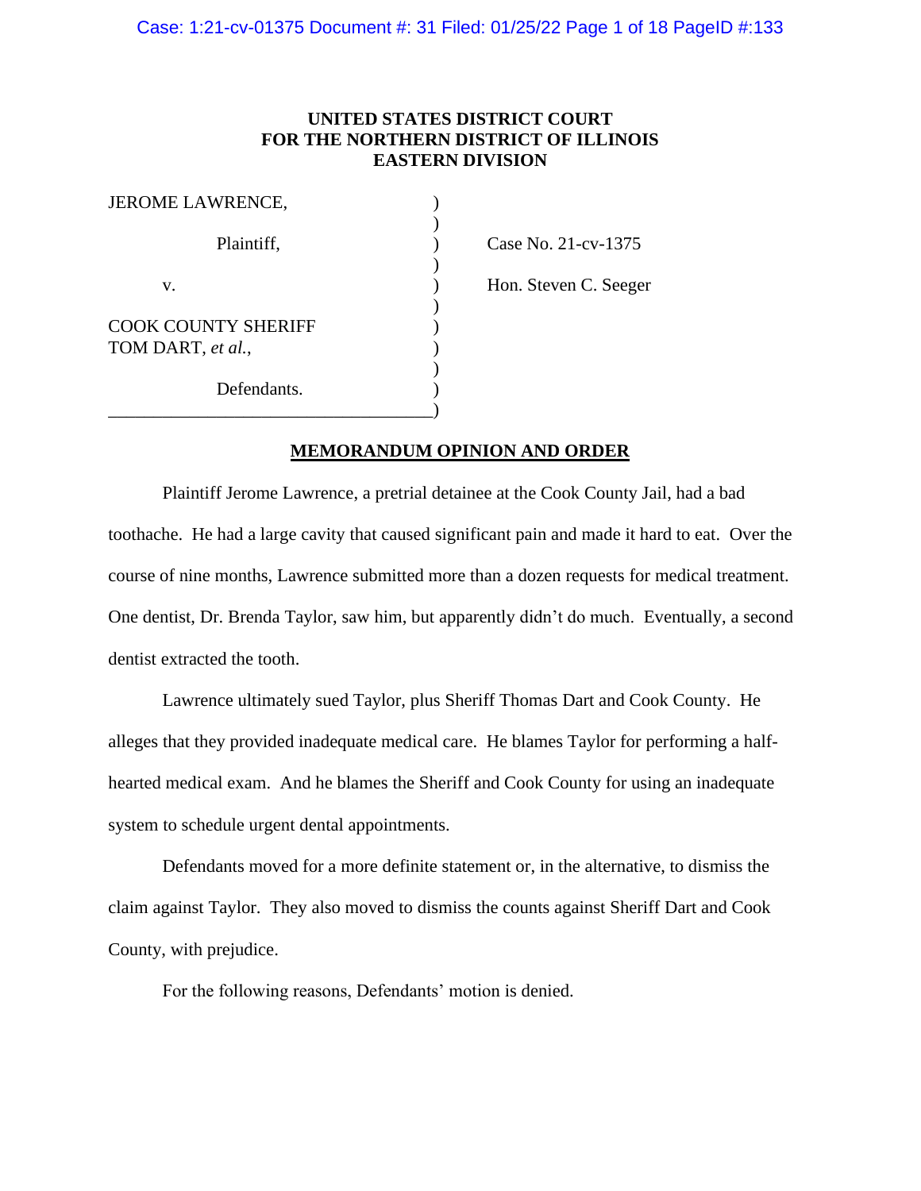**UNITED STATES DISTRICT COURT**
**FOR THE NORTHERN DISTRICT OF ILLINOIS**
**EASTERN DIVISION**

| | | |
|---|---|---|
| JEROME LAWRENCE, | ) | |
| | ) | |
| Plaintiff, | ) | Case No. 21-cv-1375 |
| | ) | |
| v. | ) | Hon. Steven C. Seeger |
| | ) | |
| COOK COUNTY SHERIFF TOM DART, *et al.*, | ) | |
| | ) | |
| Defendants. | ) | |

**MEMORANDUM OPINION AND ORDER**

Plaintiff Jerome Lawrence, a pretrial detainee at the Cook County Jail, had a bad toothache. He had a large cavity that caused significant pain and made it hard to eat. Over the course of nine months, Lawrence submitted more than a dozen requests for medical treatment. One dentist, Dr. Brenda Taylor, saw him, but apparently didn't do much. Eventually, a second dentist extracted the tooth.

Lawrence ultimately sued Taylor, plus Sheriff Thomas Dart and Cook County. He alleges that they provided inadequate medical care. He blames Taylor for performing a half-hearted medical exam. And he blames the Sheriff and Cook County for using an inadequate system to schedule urgent dental appointments.

Defendants moved for a more definite statement or, in the alternative, to dismiss the claim against Taylor. They also moved to dismiss the counts against Sheriff Dart and Cook County, with prejudice.

For the following reasons, Defendants' motion is denied.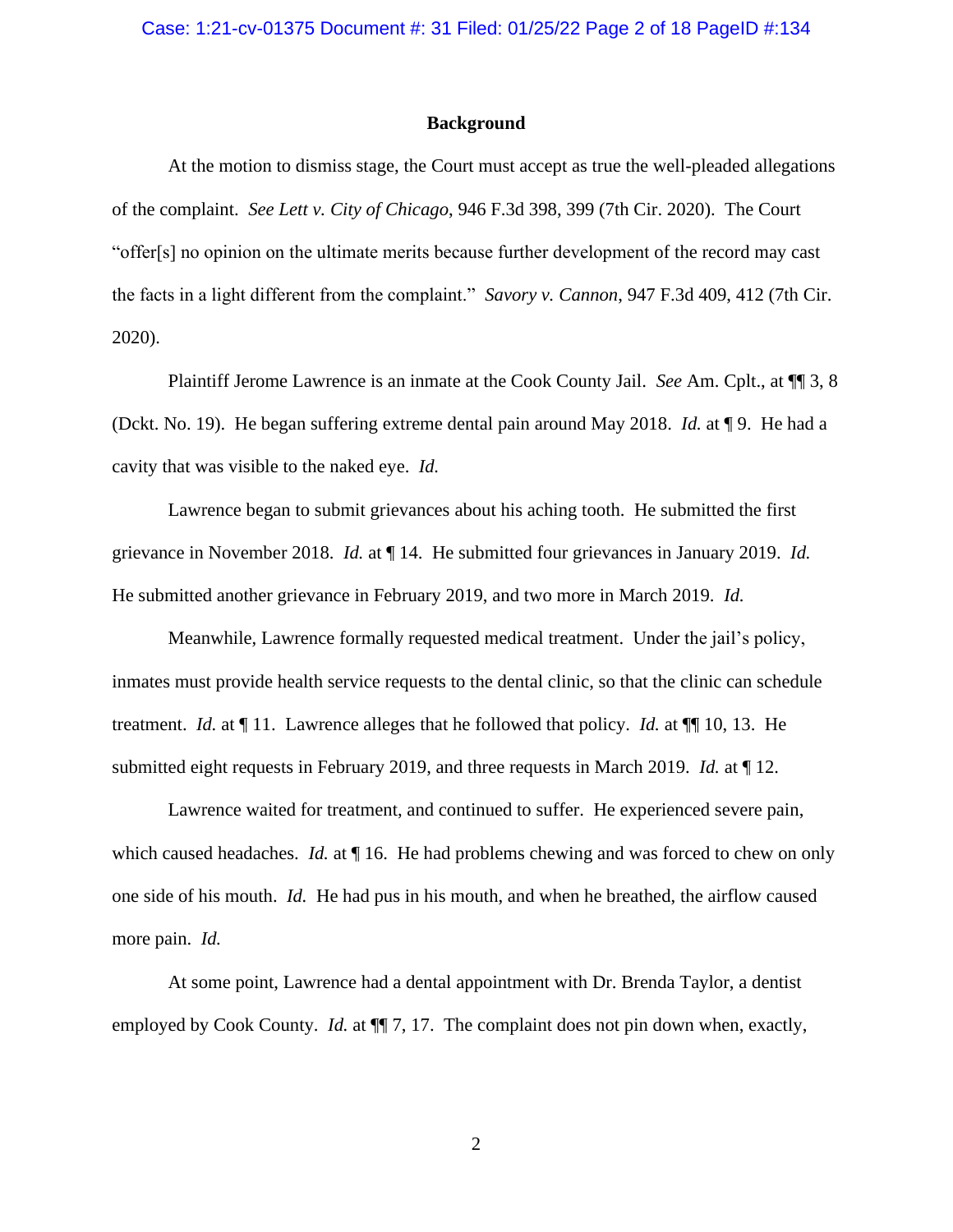## Background

At the motion to dismiss stage, the Court must accept as true the well-pleaded allegations of the complaint. *See Lett v. City of Chicago*, 946 F.3d 398, 399 (7th Cir. 2020). The Court "offer[s] no opinion on the ultimate merits because further development of the record may cast the facts in a light different from the complaint." *Savory v. Cannon*, 947 F.3d 409, 412 (7th Cir. 2020).

Plaintiff Jerome Lawrence is an inmate at the Cook County Jail. *See* Am. Cplt., at ¶¶ 3, 8 (Dckt. No. 19). He began suffering extreme dental pain around May 2018. *Id.* at ¶ 9. He had a cavity that was visible to the naked eye. *Id.*

Lawrence began to submit grievances about his aching tooth. He submitted the first grievance in November 2018. *Id.* at ¶ 14. He submitted four grievances in January 2019. *Id.* He submitted another grievance in February 2019, and two more in March 2019. *Id.*

Meanwhile, Lawrence formally requested medical treatment. Under the jail's policy, inmates must provide health service requests to the dental clinic, so that the clinic can schedule treatment. *Id.* at ¶ 11. Lawrence alleges that he followed that policy. *Id.* at ¶¶ 10, 13. He submitted eight requests in February 2019, and three requests in March 2019. *Id.* at ¶ 12.

Lawrence waited for treatment, and continued to suffer. He experienced severe pain, which caused headaches. *Id.* at ¶ 16. He had problems chewing and was forced to chew on only one side of his mouth. *Id.* He had pus in his mouth, and when he breathed, the airflow caused more pain. *Id.*

At some point, Lawrence had a dental appointment with Dr. Brenda Taylor, a dentist employed by Cook County. *Id.* at ¶¶ 7, 17. The complaint does not pin down when, exactly,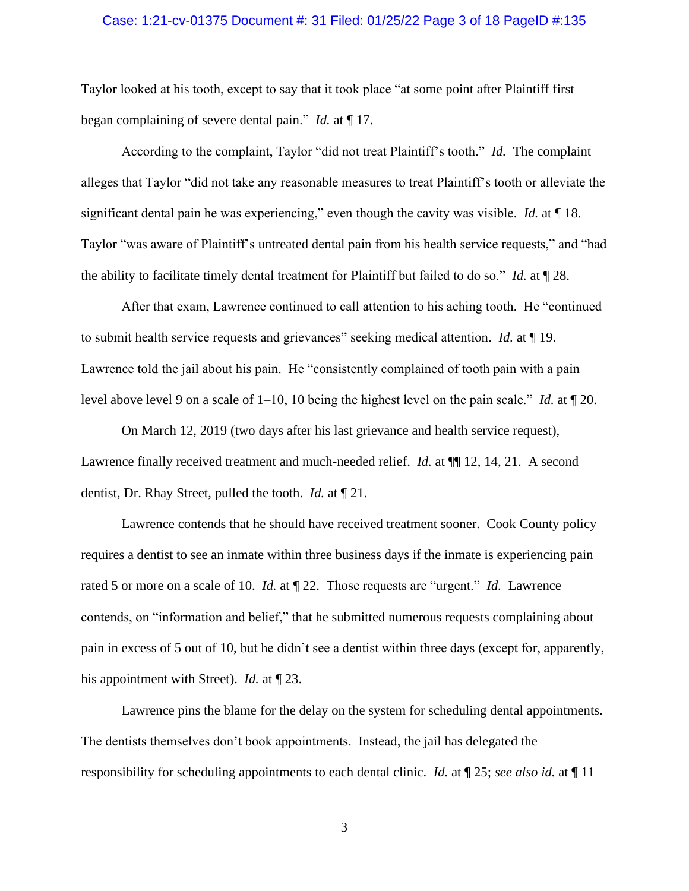Taylor looked at his tooth, except to say that it took place "at some point after Plaintiff first began complaining of severe dental pain." *Id.* at ¶ 17.

According to the complaint, Taylor "did not treat Plaintiff's tooth." *Id.* The complaint alleges that Taylor "did not take any reasonable measures to treat Plaintiff's tooth or alleviate the significant dental pain he was experiencing," even though the cavity was visible. *Id.* at ¶ 18. Taylor "was aware of Plaintiff's untreated dental pain from his health service requests," and "had the ability to facilitate timely dental treatment for Plaintiff but failed to do so." *Id.* at ¶ 28.

After that exam, Lawrence continued to call attention to his aching tooth. He "continued to submit health service requests and grievances" seeking medical attention. *Id.* at ¶ 19. Lawrence told the jail about his pain. He "consistently complained of tooth pain with a pain level above level 9 on a scale of 1–10, 10 being the highest level on the pain scale." *Id.* at ¶ 20.

On March 12, 2019 (two days after his last grievance and health service request), Lawrence finally received treatment and much-needed relief. *Id.* at ¶¶ 12, 14, 21. A second dentist, Dr. Rhay Street, pulled the tooth. *Id.* at ¶ 21.

Lawrence contends that he should have received treatment sooner. Cook County policy requires a dentist to see an inmate within three business days if the inmate is experiencing pain rated 5 or more on a scale of 10. *Id.* at ¶ 22. Those requests are "urgent." *Id.* Lawrence contends, on "information and belief," that he submitted numerous requests complaining about pain in excess of 5 out of 10, but he didn't see a dentist within three days (except for, apparently, his appointment with Street). *Id.* at ¶ 23.

Lawrence pins the blame for the delay on the system for scheduling dental appointments. The dentists themselves don't book appointments. Instead, the jail has delegated the responsibility for scheduling appointments to each dental clinic. *Id.* at ¶ 25; *see also id.* at ¶ 11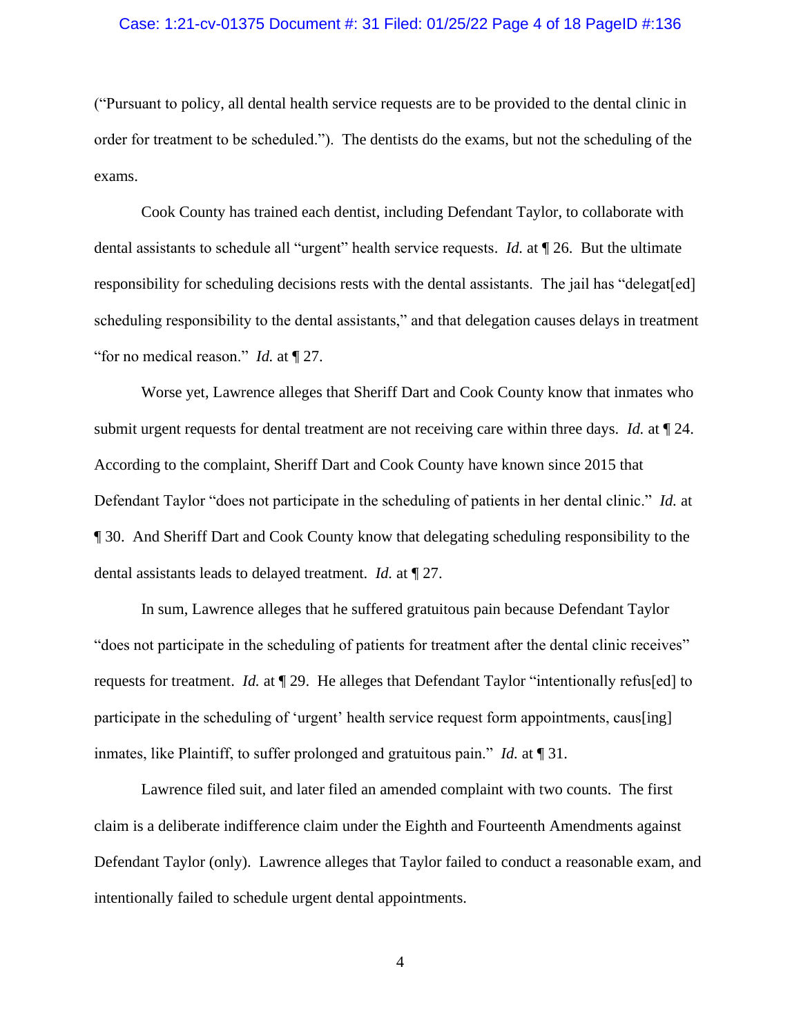("Pursuant to policy, all dental health service requests are to be provided to the dental clinic in order for treatment to be scheduled."). The dentists do the exams, but not the scheduling of the exams.

Cook County has trained each dentist, including Defendant Taylor, to collaborate with dental assistants to schedule all "urgent" health service requests. *Id.* at ¶ 26. But the ultimate responsibility for scheduling decisions rests with the dental assistants. The jail has "delegat[ed] scheduling responsibility to the dental assistants," and that delegation causes delays in treatment "for no medical reason." *Id.* at ¶ 27.

Worse yet, Lawrence alleges that Sheriff Dart and Cook County know that inmates who submit urgent requests for dental treatment are not receiving care within three days. *Id.* at ¶ 24. According to the complaint, Sheriff Dart and Cook County have known since 2015 that Defendant Taylor "does not participate in the scheduling of patients in her dental clinic." *Id.* at ¶ 30. And Sheriff Dart and Cook County know that delegating scheduling responsibility to the dental assistants leads to delayed treatment. *Id.* at ¶ 27.

In sum, Lawrence alleges that he suffered gratuitous pain because Defendant Taylor "does not participate in the scheduling of patients for treatment after the dental clinic receives" requests for treatment. *Id.* at ¶ 29. He alleges that Defendant Taylor "intentionally refus[ed] to participate in the scheduling of 'urgent' health service request form appointments, caus[ing] inmates, like Plaintiff, to suffer prolonged and gratuitous pain." *Id.* at ¶ 31.

Lawrence filed suit, and later filed an amended complaint with two counts. The first claim is a deliberate indifference claim under the Eighth and Fourteenth Amendments against Defendant Taylor (only). Lawrence alleges that Taylor failed to conduct a reasonable exam, and intentionally failed to schedule urgent dental appointments.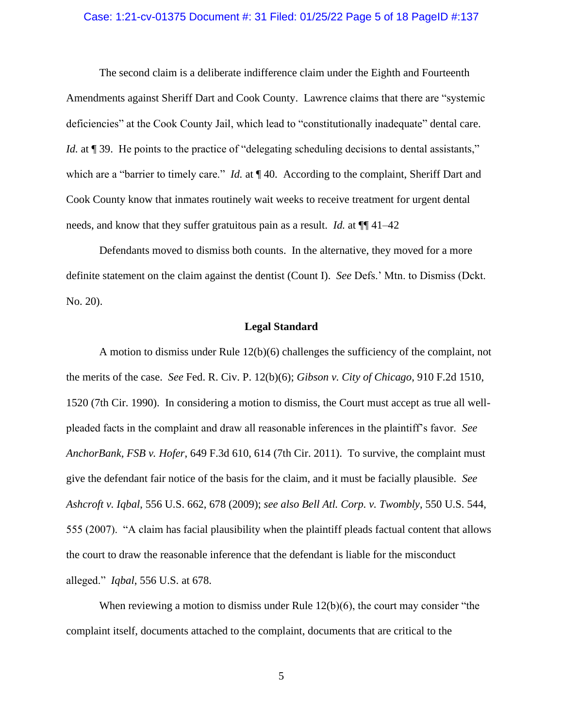The second claim is a deliberate indifference claim under the Eighth and Fourteenth Amendments against Sheriff Dart and Cook County. Lawrence claims that there are "systemic deficiencies" at the Cook County Jail, which lead to "constitutionally inadequate" dental care. *Id.* at ¶ 39. He points to the practice of "delegating scheduling decisions to dental assistants," which are a "barrier to timely care." *Id.* at ¶ 40. According to the complaint, Sheriff Dart and Cook County know that inmates routinely wait weeks to receive treatment for urgent dental needs, and know that they suffer gratuitous pain as a result. *Id.* at ¶¶ 41–42

Defendants moved to dismiss both counts. In the alternative, they moved for a more definite statement on the claim against the dentist (Count I). *See* Defs.' Mtn. to Dismiss (Dckt. No. 20).

## Legal Standard

A motion to dismiss under Rule 12(b)(6) challenges the sufficiency of the complaint, not the merits of the case. *See* Fed. R. Civ. P. 12(b)(6); *Gibson v. City of Chicago*, 910 F.2d 1510, 1520 (7th Cir. 1990). In considering a motion to dismiss, the Court must accept as true all well-pleaded facts in the complaint and draw all reasonable inferences in the plaintiff's favor. *See AnchorBank, FSB v. Hofer*, 649 F.3d 610, 614 (7th Cir. 2011). To survive, the complaint must give the defendant fair notice of the basis for the claim, and it must be facially plausible. *See Ashcroft v. Iqbal*, 556 U.S. 662, 678 (2009); *see also Bell Atl. Corp. v. Twombly*, 550 U.S. 544, 555 (2007). "A claim has facial plausibility when the plaintiff pleads factual content that allows the court to draw the reasonable inference that the defendant is liable for the misconduct alleged." *Iqbal*, 556 U.S. at 678.

When reviewing a motion to dismiss under Rule 12(b)(6), the court may consider "the complaint itself, documents attached to the complaint, documents that are critical to the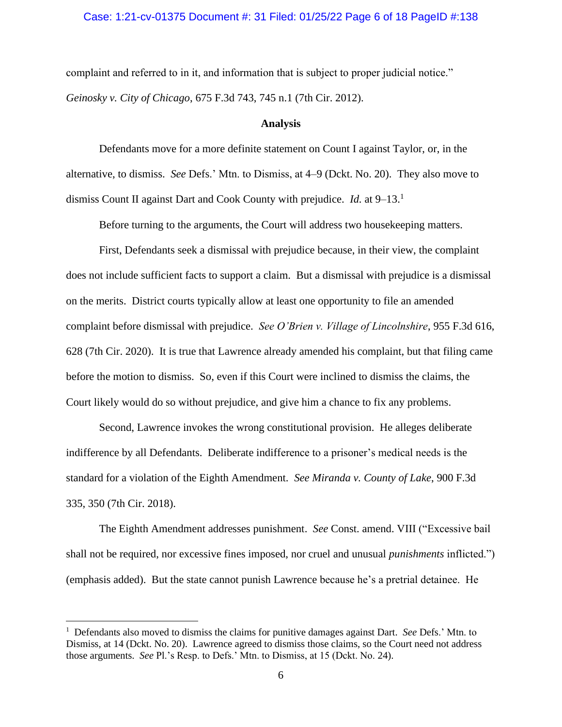complaint and referred to in it, and information that is subject to proper judicial notice." *Geinosky v. City of Chicago*, 675 F.3d 743, 745 n.1 (7th Cir. 2012).

**Analysis**

Defendants move for a more definite statement on Count I against Taylor, or, in the alternative, to dismiss. *See* Defs.' Mtn. to Dismiss, at 4–9 (Dckt. No. 20). They also move to dismiss Count II against Dart and Cook County with prejudice. *Id.* at 9–13.[1]

Before turning to the arguments, the Court will address two housekeeping matters.

First, Defendants seek a dismissal with prejudice because, in their view, the complaint does not include sufficient facts to support a claim. But a dismissal with prejudice is a dismissal on the merits. District courts typically allow at least one opportunity to file an amended complaint before dismissal with prejudice. *See O'Brien v. Village of Lincolnshire*, 955 F.3d 616, 628 (7th Cir. 2020). It is true that Lawrence already amended his complaint, but that filing came before the motion to dismiss. So, even if this Court were inclined to dismiss the claims, the Court likely would do so without prejudice, and give him a chance to fix any problems.

Second, Lawrence invokes the wrong constitutional provision. He alleges deliberate indifference by all Defendants. Deliberate indifference to a prisoner's medical needs is the standard for a violation of the Eighth Amendment. *See Miranda v. County of Lake*, 900 F.3d 335, 350 (7th Cir. 2018).

The Eighth Amendment addresses punishment. *See* Const. amend. VIII ("Excessive bail shall not be required, nor excessive fines imposed, nor cruel and unusual *punishments* inflicted.") (emphasis added). But the state cannot punish Lawrence because he's a pretrial detainee. He

---

[1] Defendants also moved to dismiss the claims for punitive damages against Dart. *See* Defs.' Mtn. to Dismiss, at 14 (Dckt. No. 20). Lawrence agreed to dismiss those claims, so the Court need not address those arguments. *See* Pl.'s Resp. to Defs.' Mtn. to Dismiss, at 15 (Dckt. No. 24).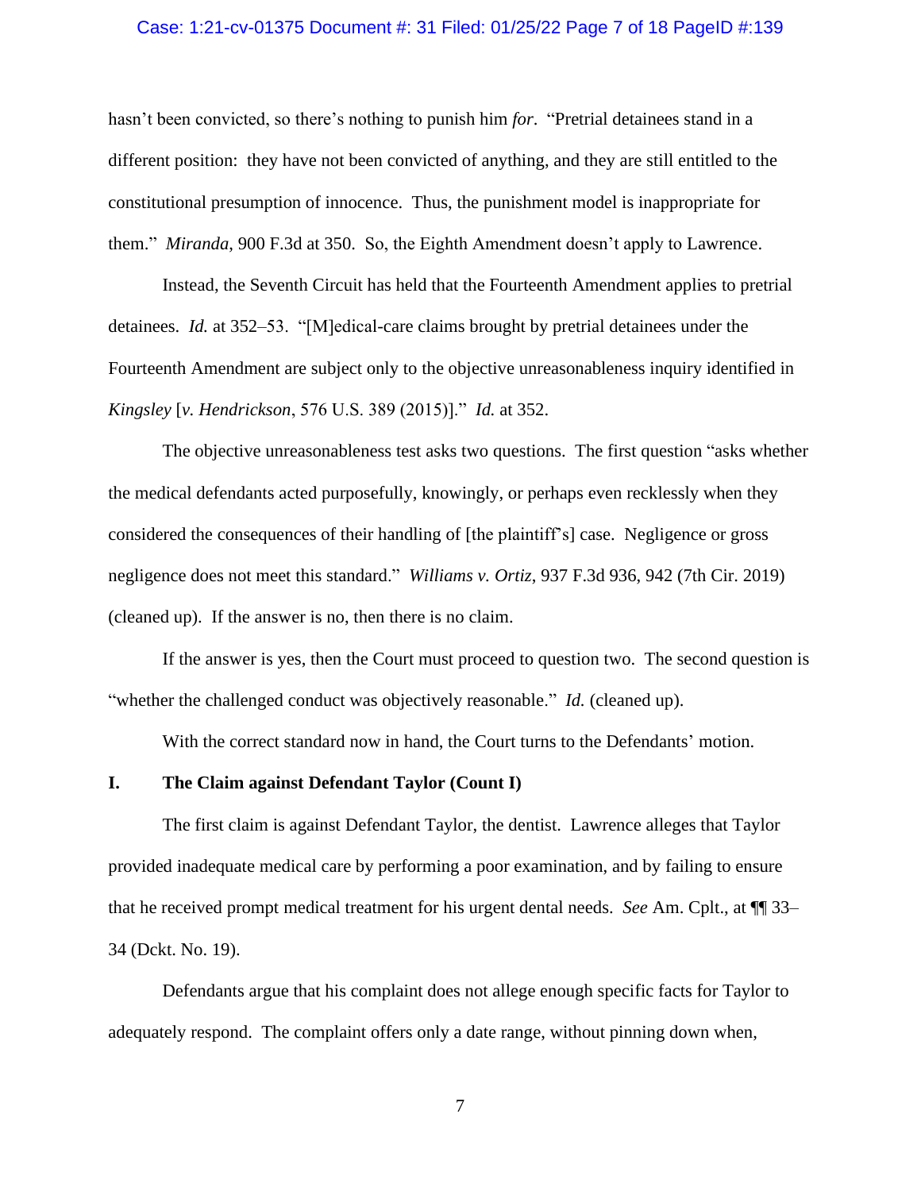hasn't been convicted, so there's nothing to punish him *for*. "Pretrial detainees stand in a different position: they have not been convicted of anything, and they are still entitled to the constitutional presumption of innocence. Thus, the punishment model is inappropriate for them." *Miranda*, 900 F.3d at 350. So, the Eighth Amendment doesn't apply to Lawrence.

Instead, the Seventh Circuit has held that the Fourteenth Amendment applies to pretrial detainees. *Id.* at 352–53. "[M]edical-care claims brought by pretrial detainees under the Fourteenth Amendment are subject only to the objective unreasonableness inquiry identified in *Kingsley* [*v. Hendrickson*, 576 U.S. 389 (2015)]." *Id.* at 352.

The objective unreasonableness test asks two questions. The first question "asks whether the medical defendants acted purposefully, knowingly, or perhaps even recklessly when they considered the consequences of their handling of [the plaintiff's] case. Negligence or gross negligence does not meet this standard." *Williams v. Ortiz*, 937 F.3d 936, 942 (7th Cir. 2019) (cleaned up). If the answer is no, then there is no claim.

If the answer is yes, then the Court must proceed to question two. The second question is "whether the challenged conduct was objectively reasonable." *Id.* (cleaned up).

With the correct standard now in hand, the Court turns to the Defendants' motion.

## I. The Claim against Defendant Taylor (Count I)

The first claim is against Defendant Taylor, the dentist. Lawrence alleges that Taylor provided inadequate medical care by performing a poor examination, and by failing to ensure that he received prompt medical treatment for his urgent dental needs. *See* Am. Cplt., at ¶¶ 33–34 (Dckt. No. 19).

Defendants argue that his complaint does not allege enough specific facts for Taylor to adequately respond. The complaint offers only a date range, without pinning down when,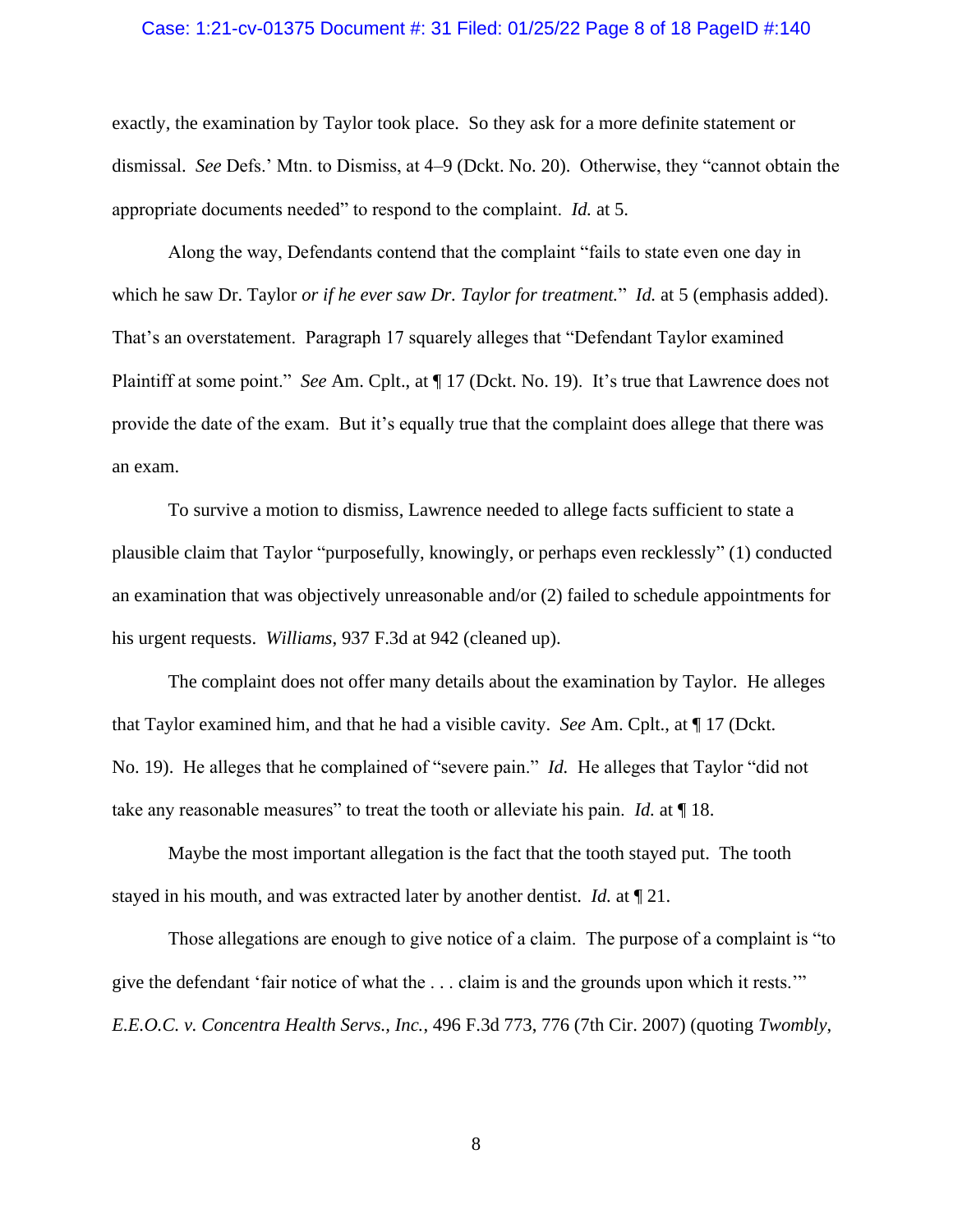exactly, the examination by Taylor took place. So they ask for a more definite statement or dismissal. *See* Defs.' Mtn. to Dismiss, at 4–9 (Dckt. No. 20). Otherwise, they "cannot obtain the appropriate documents needed" to respond to the complaint. *Id.* at 5.

Along the way, Defendants contend that the complaint "fails to state even one day in which he saw Dr. Taylor *or if he ever saw Dr. Taylor for treatment.*" *Id.* at 5 (emphasis added). That's an overstatement. Paragraph 17 squarely alleges that "Defendant Taylor examined Plaintiff at some point." *See* Am. Cplt., at ¶ 17 (Dckt. No. 19). It's true that Lawrence does not provide the date of the exam. But it's equally true that the complaint does allege that there was an exam.

To survive a motion to dismiss, Lawrence needed to allege facts sufficient to state a plausible claim that Taylor "purposefully, knowingly, or perhaps even recklessly" (1) conducted an examination that was objectively unreasonable and/or (2) failed to schedule appointments for his urgent requests. *Williams*, 937 F.3d at 942 (cleaned up).

The complaint does not offer many details about the examination by Taylor. He alleges that Taylor examined him, and that he had a visible cavity. *See* Am. Cplt., at ¶ 17 (Dckt. No. 19). He alleges that he complained of "severe pain." *Id.* He alleges that Taylor "did not take any reasonable measures" to treat the tooth or alleviate his pain. *Id.* at ¶ 18.

Maybe the most important allegation is the fact that the tooth stayed put. The tooth stayed in his mouth, and was extracted later by another dentist. *Id.* at ¶ 21.

Those allegations are enough to give notice of a claim. The purpose of a complaint is "to give the defendant 'fair notice of what the . . . claim is and the grounds upon which it rests.'" *E.E.O.C. v. Concentra Health Servs., Inc.*, 496 F.3d 773, 776 (7th Cir. 2007) (quoting *Twombly*,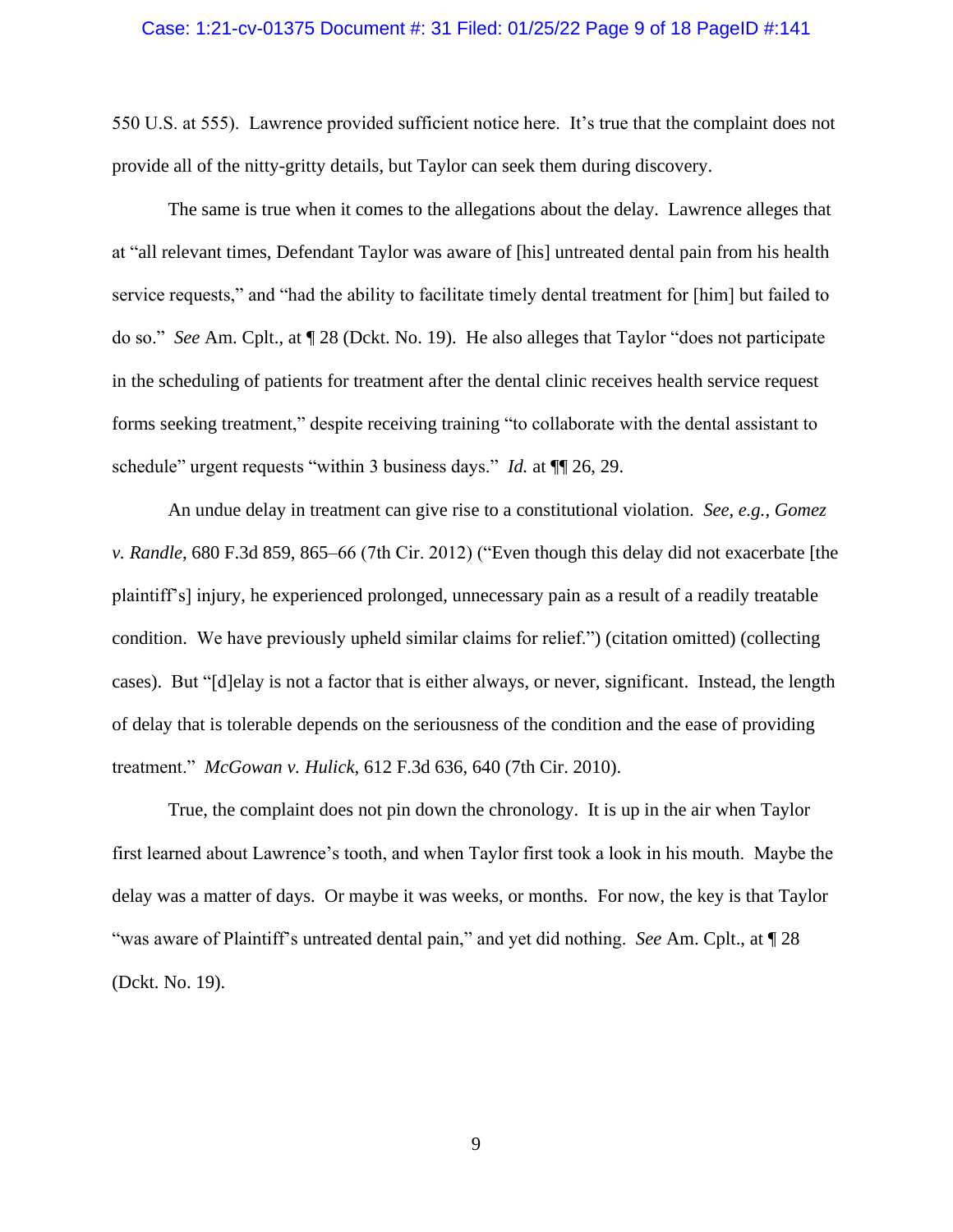550 U.S. at 555). Lawrence provided sufficient notice here. It's true that the complaint does not provide all of the nitty-gritty details, but Taylor can seek them during discovery.

The same is true when it comes to the allegations about the delay. Lawrence alleges that at "all relevant times, Defendant Taylor was aware of [his] untreated dental pain from his health service requests," and "had the ability to facilitate timely dental treatment for [him] but failed to do so." *See* Am. Cplt., at ¶ 28 (Dckt. No. 19). He also alleges that Taylor "does not participate in the scheduling of patients for treatment after the dental clinic receives health service request forms seeking treatment," despite receiving training "to collaborate with the dental assistant to schedule" urgent requests "within 3 business days." *Id.* at ¶¶ 26, 29.

An undue delay in treatment can give rise to a constitutional violation. *See, e.g.*, *Gomez v. Randle*, 680 F.3d 859, 865–66 (7th Cir. 2012) ("Even though this delay did not exacerbate [the plaintiff's] injury, he experienced prolonged, unnecessary pain as a result of a readily treatable condition. We have previously upheld similar claims for relief.") (citation omitted) (collecting cases). But "[d]elay is not a factor that is either always, or never, significant. Instead, the length of delay that is tolerable depends on the seriousness of the condition and the ease of providing treatment." *McGowan v. Hulick*, 612 F.3d 636, 640 (7th Cir. 2010).

True, the complaint does not pin down the chronology. It is up in the air when Taylor first learned about Lawrence's tooth, and when Taylor first took a look in his mouth. Maybe the delay was a matter of days. Or maybe it was weeks, or months. For now, the key is that Taylor "was aware of Plaintiff's untreated dental pain," and yet did nothing. *See* Am. Cplt., at ¶ 28 (Dckt. No. 19).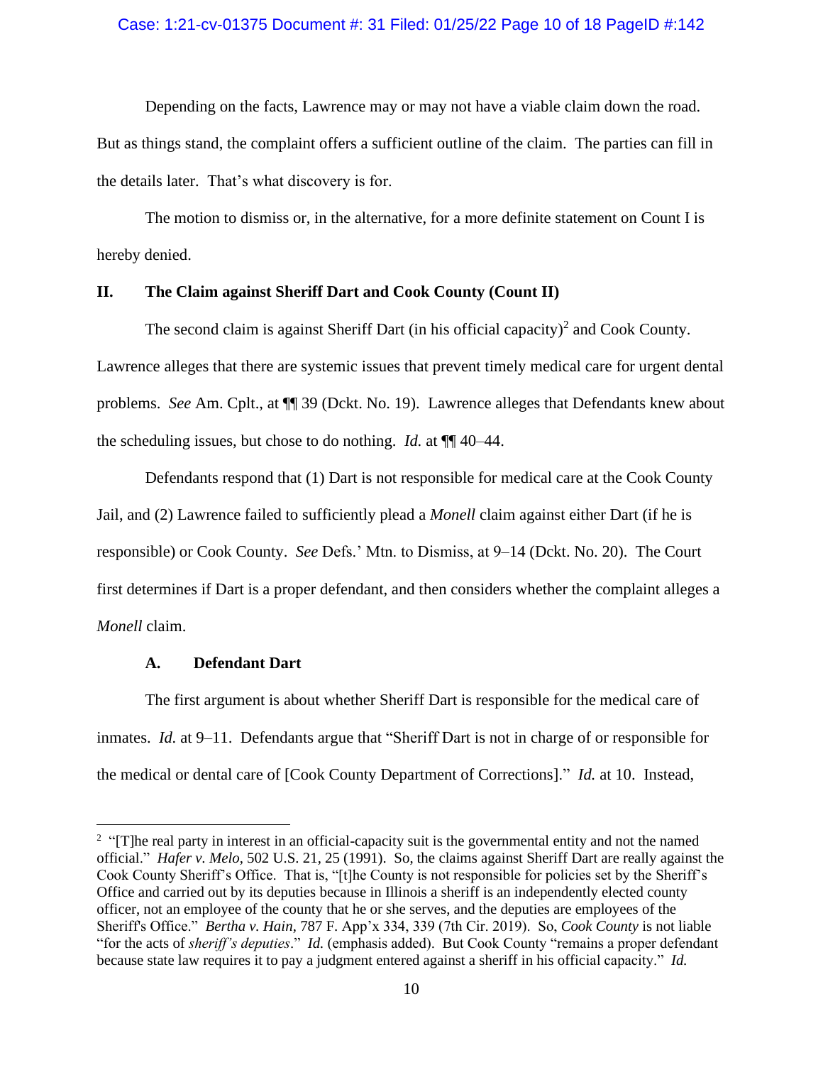Depending on the facts, Lawrence may or may not have a viable claim down the road. But as things stand, the complaint offers a sufficient outline of the claim. The parties can fill in the details later. That's what discovery is for.

The motion to dismiss or, in the alternative, for a more definite statement on Count I is hereby denied.

## II. The Claim against Sheriff Dart and Cook County (Count II)

The second claim is against Sheriff Dart (in his official capacity)[2] and Cook County. Lawrence alleges that there are systemic issues that prevent timely medical care for urgent dental problems. *See* Am. Cplt., at ¶¶ 39 (Dckt. No. 19). Lawrence alleges that Defendants knew about the scheduling issues, but chose to do nothing. *Id.* at ¶¶ 40–44.

Defendants respond that (1) Dart is not responsible for medical care at the Cook County Jail, and (2) Lawrence failed to sufficiently plead a *Monell* claim against either Dart (if he is responsible) or Cook County. *See* Defs.' Mtn. to Dismiss, at 9–14 (Dckt. No. 20). The Court first determines if Dart is a proper defendant, and then considers whether the complaint alleges a *Monell* claim.

### A. Defendant Dart

The first argument is about whether Sheriff Dart is responsible for the medical care of inmates. *Id.* at 9–11. Defendants argue that "Sheriff Dart is not in charge of or responsible for the medical or dental care of [Cook County Department of Corrections]." *Id.* at 10. Instead,

---

[2] "[T]he real party in interest in an official-capacity suit is the governmental entity and not the named official." *Hafer v. Melo*, 502 U.S. 21, 25 (1991). So, the claims against Sheriff Dart are really against the Cook County Sheriff's Office. That is, "[t]he County is not responsible for policies set by the Sheriff's Office and carried out by its deputies because in Illinois a sheriff is an independently elected county officer, not an employee of the county that he or she serves, and the deputies are employees of the Sheriff's Office." *Bertha v. Hain*, 787 F. App'x 334, 339 (7th Cir. 2019). So, *Cook County* is not liable "for the acts of *sheriff's deputies*." *Id.* (emphasis added). But Cook County "remains a proper defendant because state law requires it to pay a judgment entered against a sheriff in his official capacity." *Id.*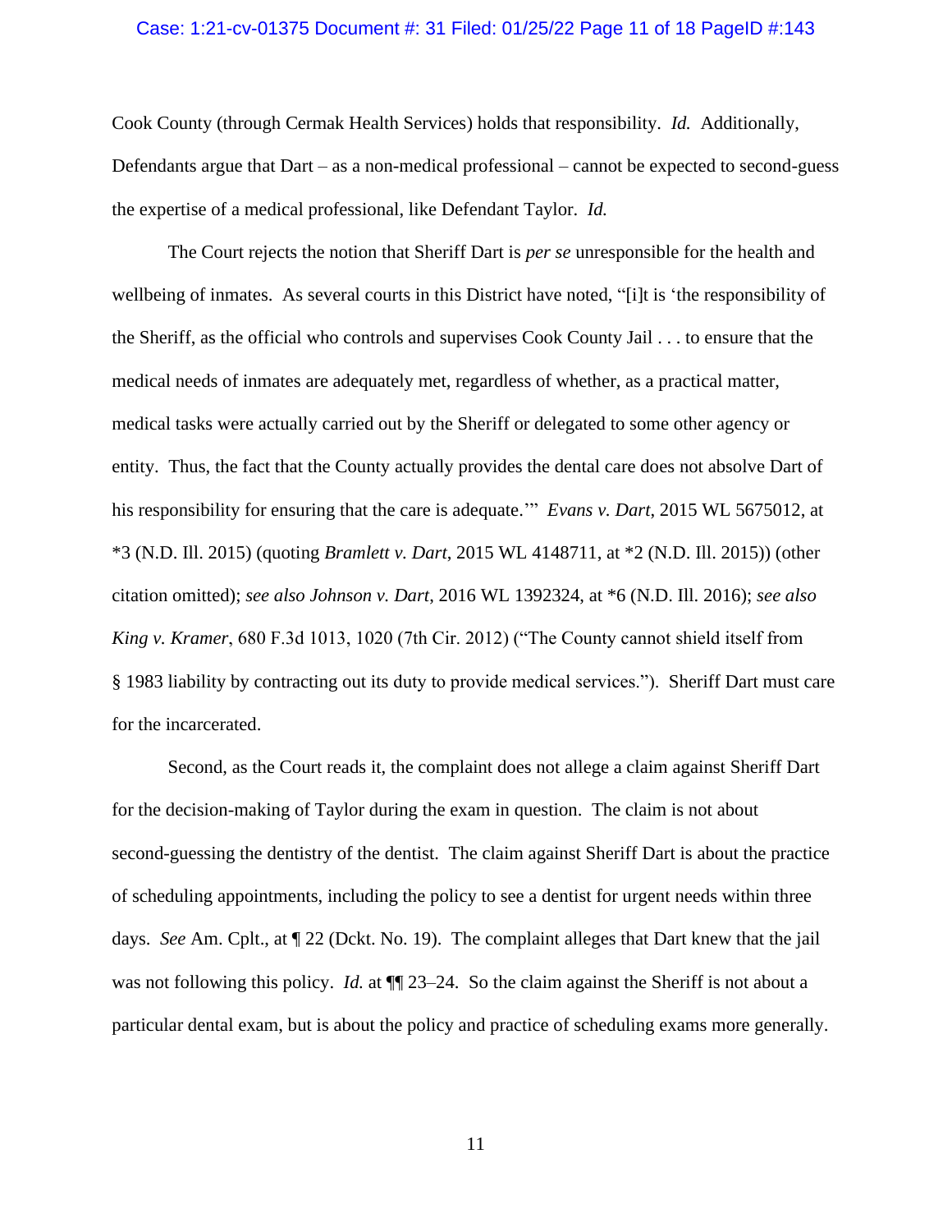Cook County (through Cermak Health Services) holds that responsibility. *Id.* Additionally, Defendants argue that Dart – as a non-medical professional – cannot be expected to second-guess the expertise of a medical professional, like Defendant Taylor. *Id.*

The Court rejects the notion that Sheriff Dart is *per se* unresponsible for the health and wellbeing of inmates. As several courts in this District have noted, "[i]t is 'the responsibility of the Sheriff, as the official who controls and supervises Cook County Jail . . . to ensure that the medical needs of inmates are adequately met, regardless of whether, as a practical matter, medical tasks were actually carried out by the Sheriff or delegated to some other agency or entity. Thus, the fact that the County actually provides the dental care does not absolve Dart of his responsibility for ensuring that the care is adequate.'" *Evans v. Dart*, 2015 WL 5675012, at *3 (N.D. Ill. 2015) (quoting *Bramlett v. Dart*, 2015 WL 4148711, at *2 (N.D. Ill. 2015)) (other citation omitted); *see also Johnson v. Dart*, 2016 WL 1392324, at *6 (N.D. Ill. 2016); *see also King v. Kramer*, 680 F.3d 1013, 1020 (7th Cir. 2012) ("The County cannot shield itself from § 1983 liability by contracting out its duty to provide medical services."). Sheriff Dart must care for the incarcerated.

Second, as the Court reads it, the complaint does not allege a claim against Sheriff Dart for the decision-making of Taylor during the exam in question. The claim is not about second-guessing the dentistry of the dentist. The claim against Sheriff Dart is about the practice of scheduling appointments, including the policy to see a dentist for urgent needs within three days. *See* Am. Cplt., at ¶ 22 (Dckt. No. 19). The complaint alleges that Dart knew that the jail was not following this policy. *Id.* at ¶¶ 23–24. So the claim against the Sheriff is not about a particular dental exam, but is about the policy and practice of scheduling exams more generally.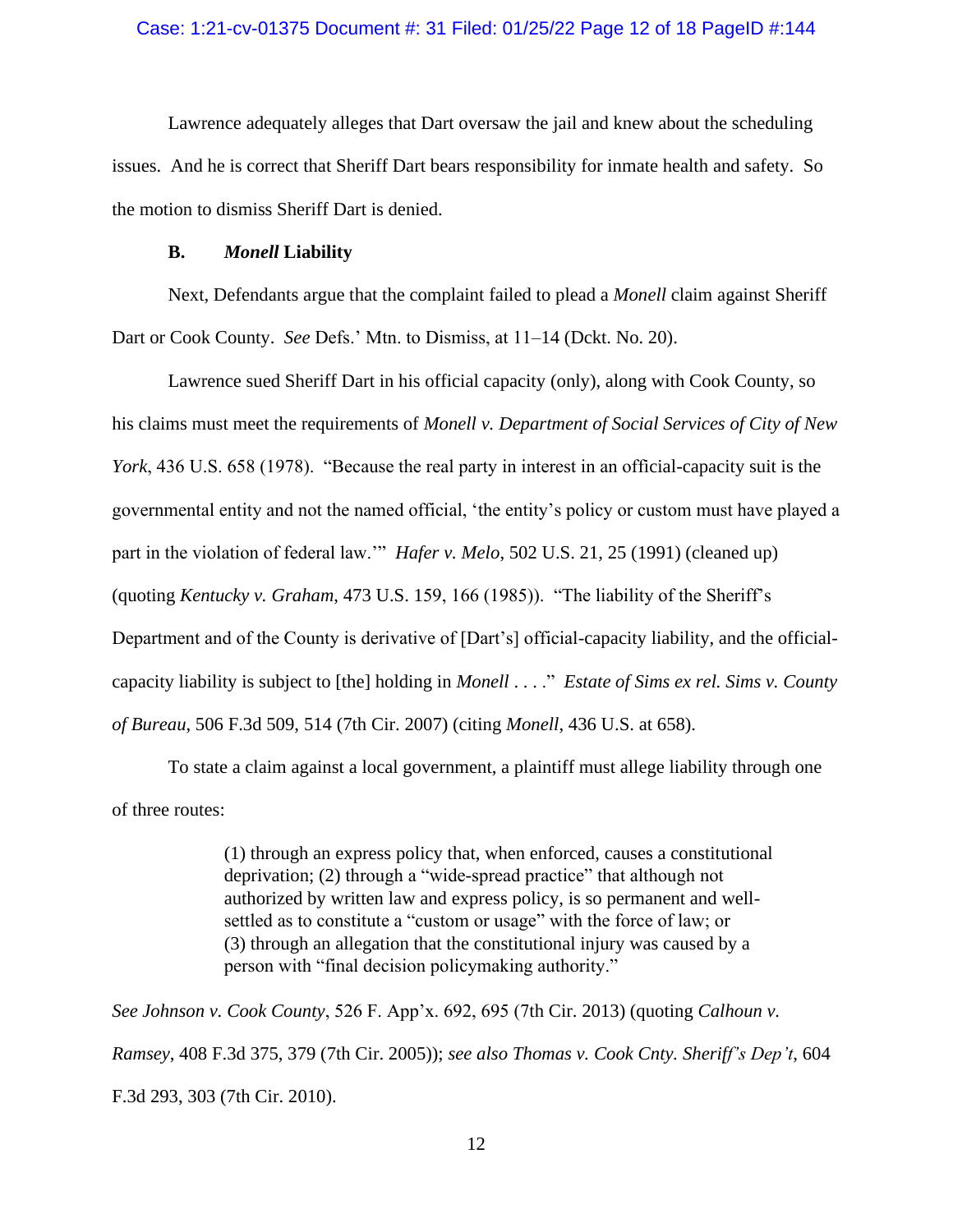Lawrence adequately alleges that Dart oversaw the jail and knew about the scheduling issues. And he is correct that Sheriff Dart bears responsibility for inmate health and safety. So the motion to dismiss Sheriff Dart is denied.

### B. *Monell* Liability

Next, Defendants argue that the complaint failed to plead a *Monell* claim against Sheriff Dart or Cook County. *See* Defs.' Mtn. to Dismiss, at 11–14 (Dckt. No. 20).

Lawrence sued Sheriff Dart in his official capacity (only), along with Cook County, so his claims must meet the requirements of *Monell v. Department of Social Services of City of New York*, 436 U.S. 658 (1978). "Because the real party in interest in an official-capacity suit is the governmental entity and not the named official, 'the entity's policy or custom must have played a part in the violation of federal law.'" *Hafer v. Melo*, 502 U.S. 21, 25 (1991) (cleaned up) (quoting *Kentucky v. Graham*, 473 U.S. 159, 166 (1985)). "The liability of the Sheriff's Department and of the County is derivative of [Dart's] official-capacity liability, and the official-capacity liability is subject to [the] holding in *Monell* . . . ." *Estate of Sims ex rel. Sims v. County of Bureau*, 506 F.3d 509, 514 (7th Cir. 2007) (citing *Monell*, 436 U.S. at 658).

To state a claim against a local government, a plaintiff must allege liability through one of three routes:

> (1) through an express policy that, when enforced, causes a constitutional deprivation; (2) through a "wide-spread practice" that although not authorized by written law and express policy, is so permanent and well-settled as to constitute a "custom or usage" with the force of law; or (3) through an allegation that the constitutional injury was caused by a person with "final decision policymaking authority."

*See Johnson v. Cook County*, 526 F. App'x. 692, 695 (7th Cir. 2013) (quoting *Calhoun v. Ramsey*, 408 F.3d 375, 379 (7th Cir. 2005)); *see also Thomas v. Cook Cnty. Sheriff's Dep't*, 604 F.3d 293, 303 (7th Cir. 2010).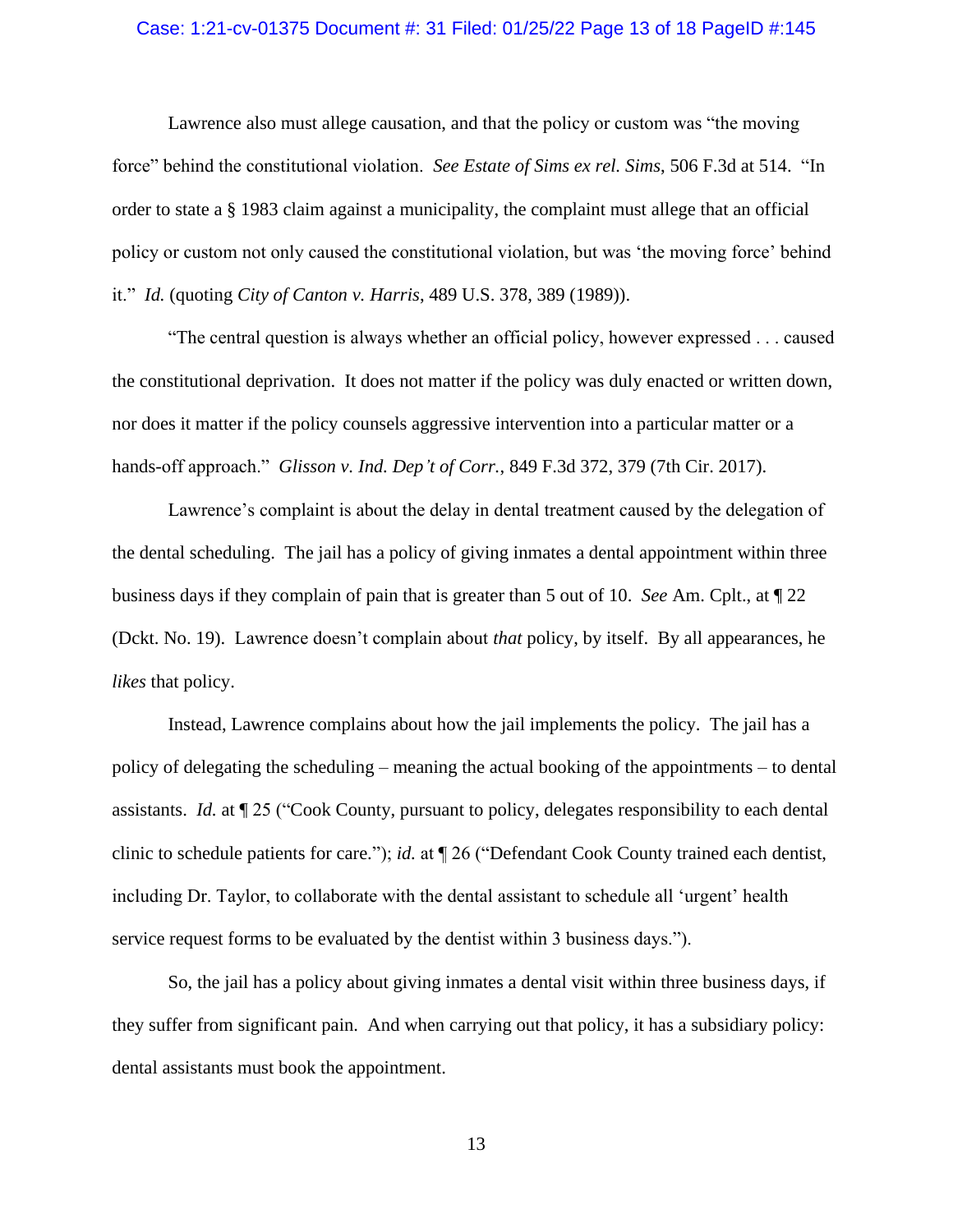Lawrence also must allege causation, and that the policy or custom was "the moving force" behind the constitutional violation. *See Estate of Sims ex rel. Sims*, 506 F.3d at 514. "In order to state a § 1983 claim against a municipality, the complaint must allege that an official policy or custom not only caused the constitutional violation, but was 'the moving force' behind it." *Id.* (quoting *City of Canton v. Harris*, 489 U.S. 378, 389 (1989)).

"The central question is always whether an official policy, however expressed . . . caused the constitutional deprivation. It does not matter if the policy was duly enacted or written down, nor does it matter if the policy counsels aggressive intervention into a particular matter or a hands-off approach." *Glisson v. Ind. Dep't of Corr.*, 849 F.3d 372, 379 (7th Cir. 2017).

Lawrence's complaint is about the delay in dental treatment caused by the delegation of the dental scheduling. The jail has a policy of giving inmates a dental appointment within three business days if they complain of pain that is greater than 5 out of 10. *See* Am. Cplt., at ¶ 22 (Dckt. No. 19). Lawrence doesn't complain about *that* policy, by itself. By all appearances, he *likes* that policy.

Instead, Lawrence complains about how the jail implements the policy. The jail has a policy of delegating the scheduling – meaning the actual booking of the appointments – to dental assistants. *Id.* at ¶ 25 ("Cook County, pursuant to policy, delegates responsibility to each dental clinic to schedule patients for care."); *id.* at ¶ 26 ("Defendant Cook County trained each dentist, including Dr. Taylor, to collaborate with the dental assistant to schedule all 'urgent' health service request forms to be evaluated by the dentist within 3 business days.").

So, the jail has a policy about giving inmates a dental visit within three business days, if they suffer from significant pain. And when carrying out that policy, it has a subsidiary policy: dental assistants must book the appointment.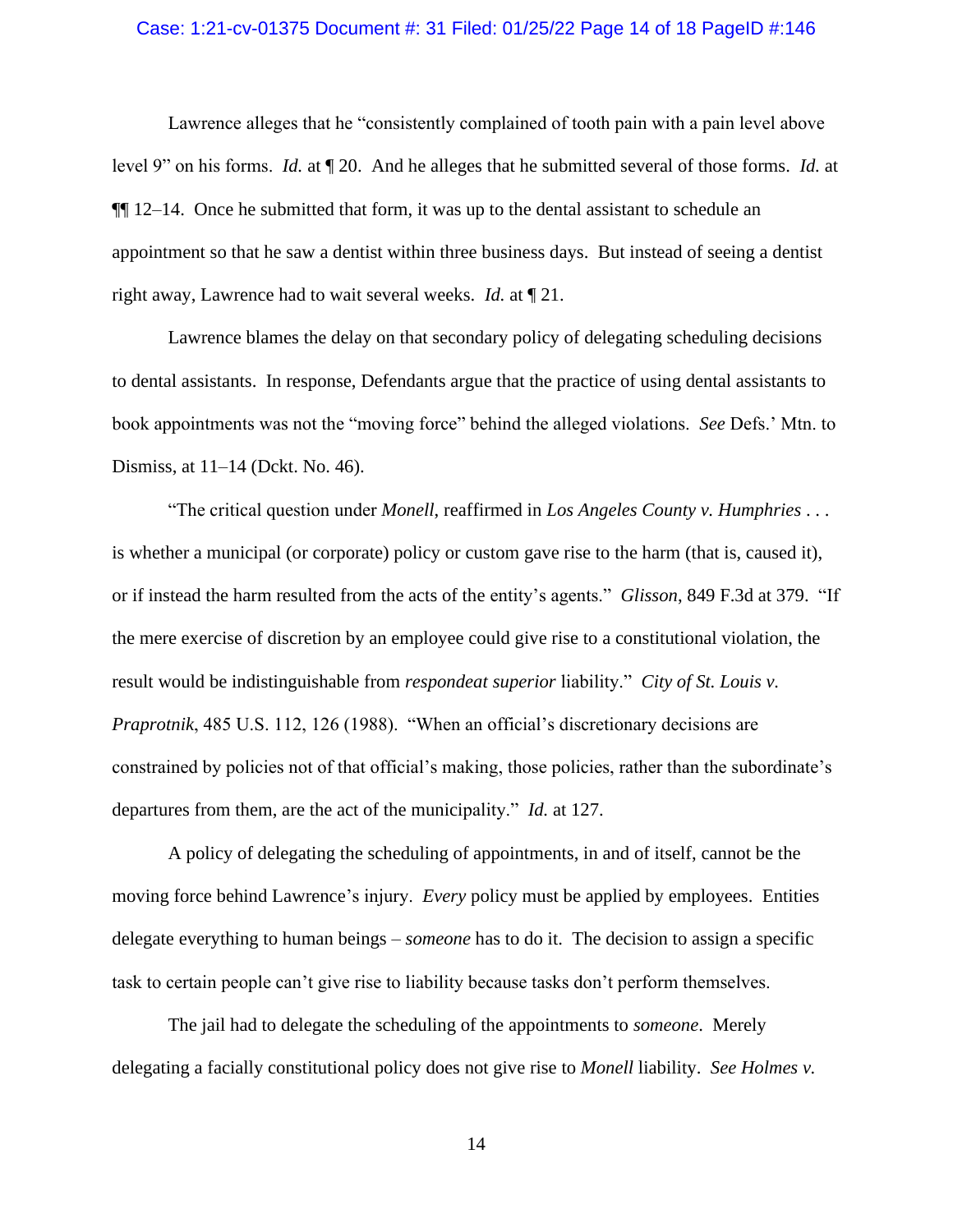Lawrence alleges that he "consistently complained of tooth pain with a pain level above level 9" on his forms. *Id.* at ¶ 20. And he alleges that he submitted several of those forms. *Id.* at ¶¶ 12–14. Once he submitted that form, it was up to the dental assistant to schedule an appointment so that he saw a dentist within three business days. But instead of seeing a dentist right away, Lawrence had to wait several weeks. *Id.* at ¶ 21.

Lawrence blames the delay on that secondary policy of delegating scheduling decisions to dental assistants. In response, Defendants argue that the practice of using dental assistants to book appointments was not the "moving force" behind the alleged violations. *See* Defs.' Mtn. to Dismiss, at 11–14 (Dckt. No. 46).

"The critical question under *Monell*, reaffirmed in *Los Angeles County v. Humphries* . . . is whether a municipal (or corporate) policy or custom gave rise to the harm (that is, caused it), or if instead the harm resulted from the acts of the entity's agents." *Glisson*, 849 F.3d at 379. "If the mere exercise of discretion by an employee could give rise to a constitutional violation, the result would be indistinguishable from *respondeat superior* liability." *City of St. Louis v. Praprotnik*, 485 U.S. 112, 126 (1988). "When an official's discretionary decisions are constrained by policies not of that official's making, those policies, rather than the subordinate's departures from them, are the act of the municipality." *Id.* at 127.

A policy of delegating the scheduling of appointments, in and of itself, cannot be the moving force behind Lawrence's injury. *Every* policy must be applied by employees. Entities delegate everything to human beings – *someone* has to do it. The decision to assign a specific task to certain people can't give rise to liability because tasks don't perform themselves.

The jail had to delegate the scheduling of the appointments to *someone*. Merely delegating a facially constitutional policy does not give rise to *Monell* liability. *See Holmes v.*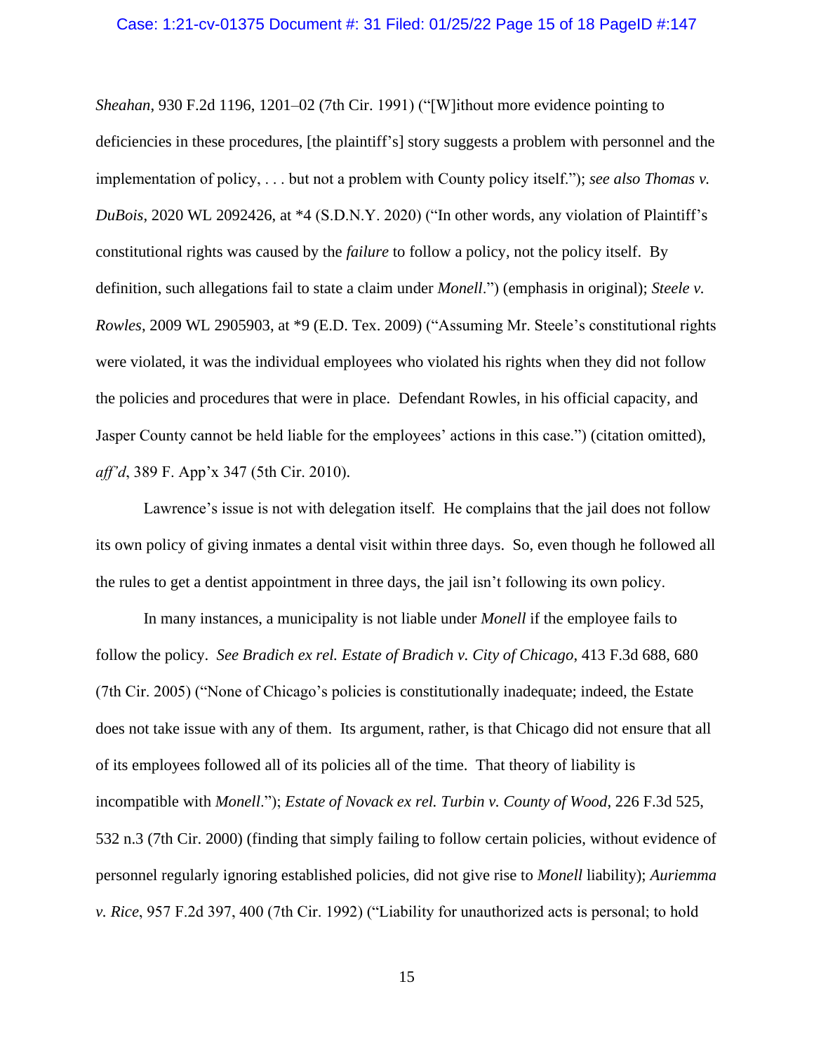*Sheahan*, 930 F.2d 1196, 1201–02 (7th Cir. 1991) ("[W]ithout more evidence pointing to deficiencies in these procedures, [the plaintiff's] story suggests a problem with personnel and the implementation of policy, . . . but not a problem with County policy itself."); *see also Thomas v. DuBois*, 2020 WL 2092426, at *4 (S.D.N.Y. 2020) ("In other words, any violation of Plaintiff's constitutional rights was caused by the *failure* to follow a policy, not the policy itself. By definition, such allegations fail to state a claim under *Monell*.") (emphasis in original); *Steele v. Rowles*, 2009 WL 2905903, at *9 (E.D. Tex. 2009) ("Assuming Mr. Steele's constitutional rights were violated, it was the individual employees who violated his rights when they did not follow the policies and procedures that were in place. Defendant Rowles, in his official capacity, and Jasper County cannot be held liable for the employees' actions in this case.") (citation omitted), *aff'd*, 389 F. App'x 347 (5th Cir. 2010).

Lawrence's issue is not with delegation itself. He complains that the jail does not follow its own policy of giving inmates a dental visit within three days. So, even though he followed all the rules to get a dentist appointment in three days, the jail isn't following its own policy.

In many instances, a municipality is not liable under *Monell* if the employee fails to follow the policy. *See Bradich ex rel. Estate of Bradich v. City of Chicago*, 413 F.3d 688, 680 (7th Cir. 2005) ("None of Chicago's policies is constitutionally inadequate; indeed, the Estate does not take issue with any of them. Its argument, rather, is that Chicago did not ensure that all of its employees followed all of its policies all of the time. That theory of liability is incompatible with *Monell*."); *Estate of Novack ex rel. Turbin v. County of Wood*, 226 F.3d 525, 532 n.3 (7th Cir. 2000) (finding that simply failing to follow certain policies, without evidence of personnel regularly ignoring established policies, did not give rise to *Monell* liability); *Auriemma v. Rice*, 957 F.2d 397, 400 (7th Cir. 1992) ("Liability for unauthorized acts is personal; to hold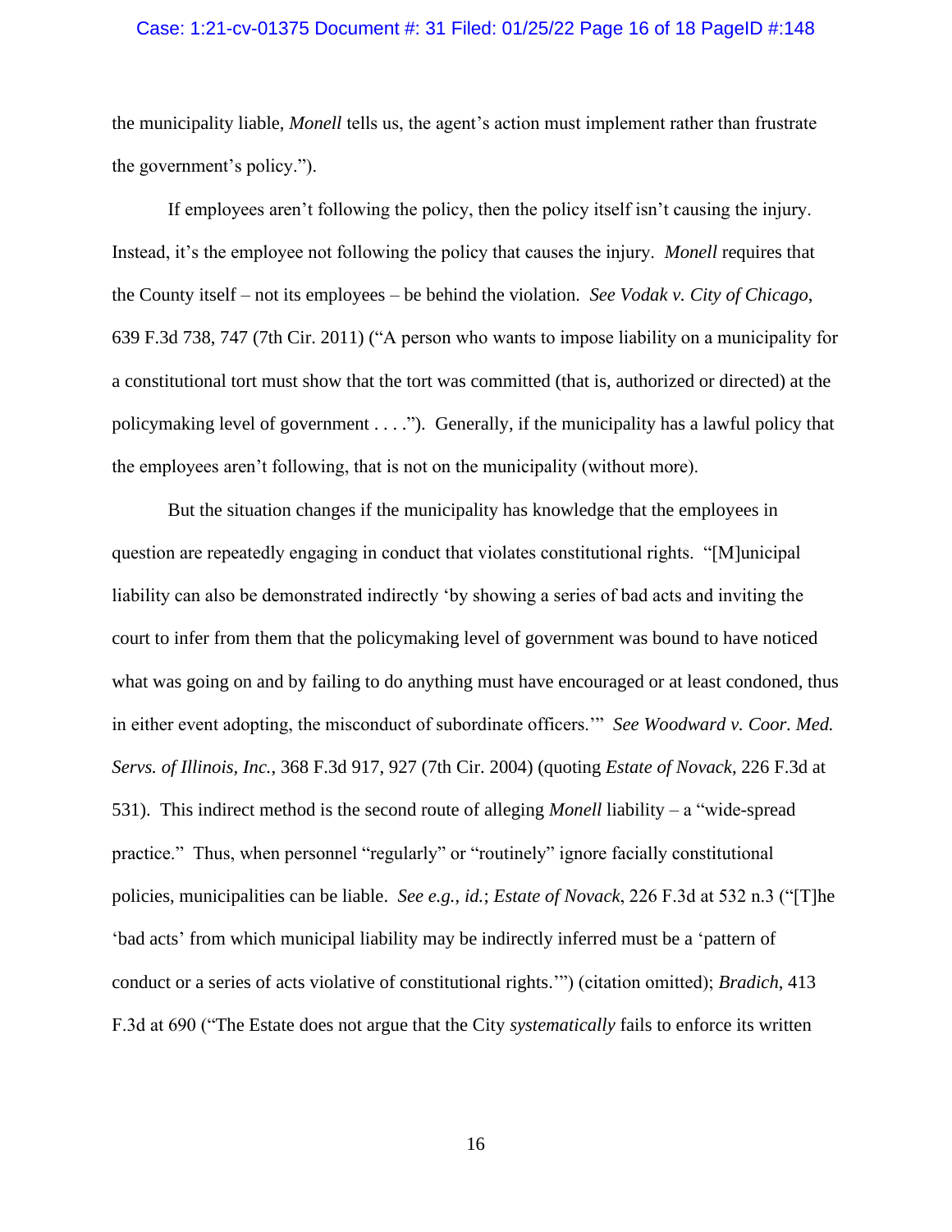the municipality liable, *Monell* tells us, the agent's action must implement rather than frustrate the government's policy.").

If employees aren't following the policy, then the policy itself isn't causing the injury. Instead, it's the employee not following the policy that causes the injury. *Monell* requires that the County itself – not its employees – be behind the violation. *See Vodak v. City of Chicago*, 639 F.3d 738, 747 (7th Cir. 2011) ("A person who wants to impose liability on a municipality for a constitutional tort must show that the tort was committed (that is, authorized or directed) at the policymaking level of government . . . ."). Generally, if the municipality has a lawful policy that the employees aren't following, that is not on the municipality (without more).

But the situation changes if the municipality has knowledge that the employees in question are repeatedly engaging in conduct that violates constitutional rights. "[M]unicipal liability can also be demonstrated indirectly 'by showing a series of bad acts and inviting the court to infer from them that the policymaking level of government was bound to have noticed what was going on and by failing to do anything must have encouraged or at least condoned, thus in either event adopting, the misconduct of subordinate officers.'" *See Woodward v. Coor. Med. Servs. of Illinois, Inc.*, 368 F.3d 917, 927 (7th Cir. 2004) (quoting *Estate of Novack*, 226 F.3d at 531). This indirect method is the second route of alleging *Monell* liability – a "wide-spread practice." Thus, when personnel "regularly" or "routinely" ignore facially constitutional policies, municipalities can be liable. *See e.g., id.*; *Estate of Novack*, 226 F.3d at 532 n.3 ("[T]he 'bad acts' from which municipal liability may be indirectly inferred must be a 'pattern of conduct or a series of acts violative of constitutional rights.'") (citation omitted); *Bradich*, 413 F.3d at 690 ("The Estate does not argue that the City *systematically* fails to enforce its written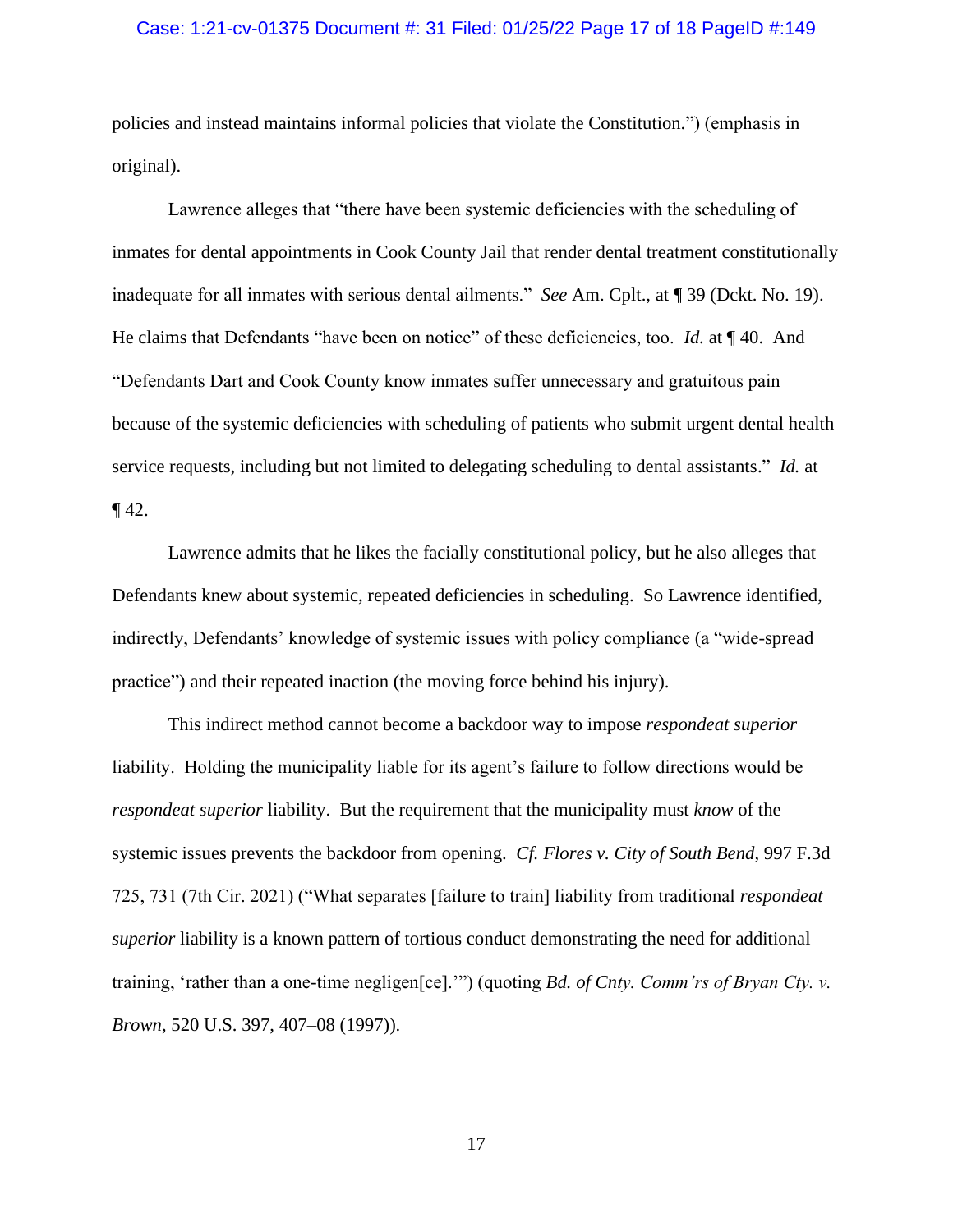policies and instead maintains informal policies that violate the Constitution.") (emphasis in original).

Lawrence alleges that "there have been systemic deficiencies with the scheduling of inmates for dental appointments in Cook County Jail that render dental treatment constitutionally inadequate for all inmates with serious dental ailments." *See* Am. Cplt., at ¶ 39 (Dckt. No. 19). He claims that Defendants "have been on notice" of these deficiencies, too. *Id.* at ¶ 40. And "Defendants Dart and Cook County know inmates suffer unnecessary and gratuitous pain because of the systemic deficiencies with scheduling of patients who submit urgent dental health service requests, including but not limited to delegating scheduling to dental assistants." *Id.* at ¶ 42.

Lawrence admits that he likes the facially constitutional policy, but he also alleges that Defendants knew about systemic, repeated deficiencies in scheduling. So Lawrence identified, indirectly, Defendants' knowledge of systemic issues with policy compliance (a "wide-spread practice") and their repeated inaction (the moving force behind his injury).

This indirect method cannot become a backdoor way to impose *respondeat superior* liability. Holding the municipality liable for its agent's failure to follow directions would be *respondeat superior* liability. But the requirement that the municipality must *know* of the systemic issues prevents the backdoor from opening. *Cf. Flores v. City of South Bend*, 997 F.3d 725, 731 (7th Cir. 2021) ("What separates [failure to train] liability from traditional *respondeat superior* liability is a known pattern of tortious conduct demonstrating the need for additional training, 'rather than a one-time negligen[ce].'") (quoting *Bd. of Cnty. Comm'rs of Bryan Cty. v. Brown*, 520 U.S. 397, 407–08 (1997)).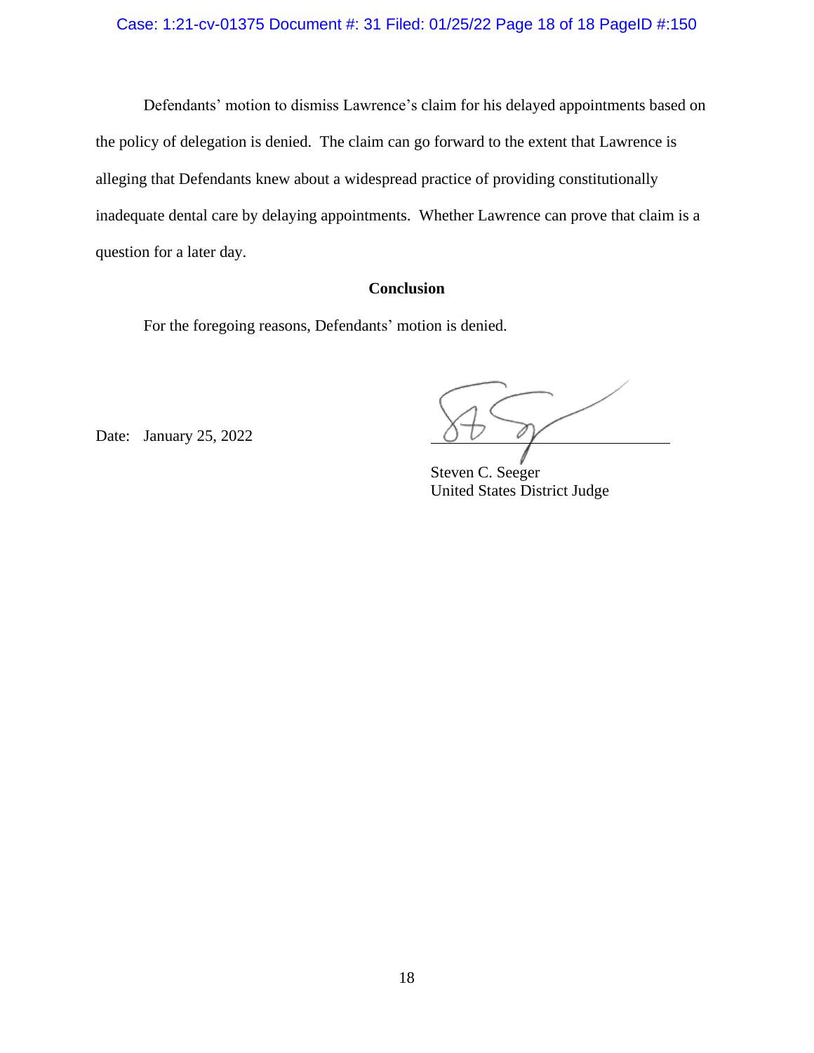Defendants' motion to dismiss Lawrence's claim for his delayed appointments based on the policy of delegation is denied. The claim can go forward to the extent that Lawrence is alleging that Defendants knew about a widespread practice of providing constitutionally inadequate dental care by delaying appointments. Whether Lawrence can prove that claim is a question for a later day.

## Conclusion

For the foregoing reasons, Defendants' motion is denied.

Date: January 25, 2022

Steven C. Seeger
United States District Judge